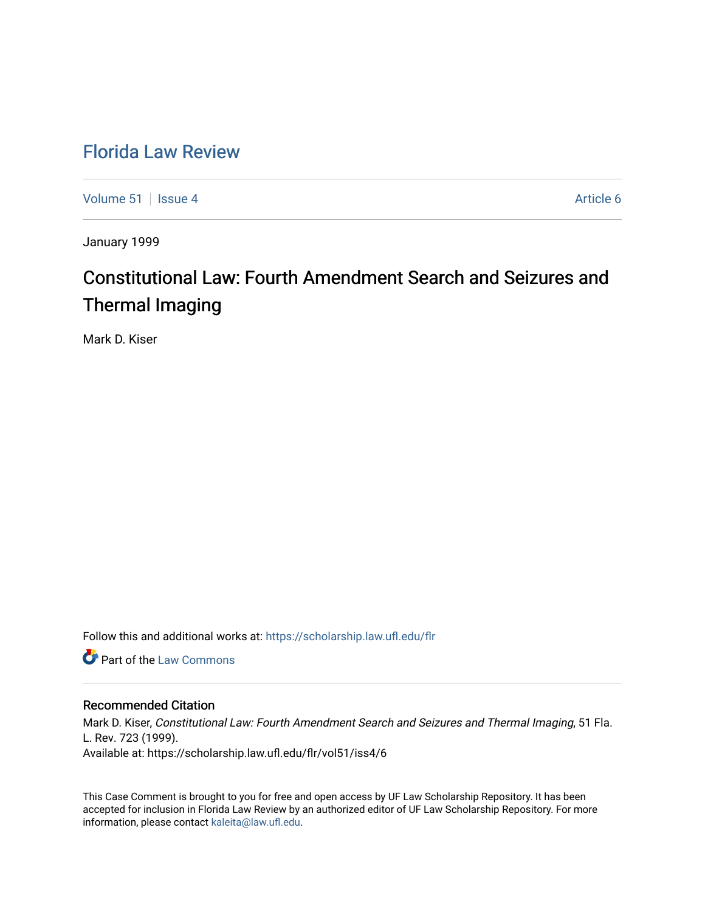# Florida Law Review

Volume 51 | Issue 4 | Article 6

January 1999

## Constitutional Law: Fourth Amendment Search and Seizures and Thermal Imaging

Mark D. Kiser

Follow this and additional works at: https://scholarship.law.ufl.edu/flr

Part of the Law Commons

### Recommended Citation

Mark D. Kiser, *Constitutional Law: Fourth Amendment Search and Seizures and Thermal Imaging*, 51 Fla. L. Rev. 723 (1999).
Available at: https://scholarship.law.ufl.edu/flr/vol51/iss4/6

This Case Comment is brought to you for free and open access by UF Law Scholarship Repository. It has been accepted for inclusion in Florida Law Review by an authorized editor of UF Law Scholarship Repository. For more information, please contact kaleita@law.ufl.edu.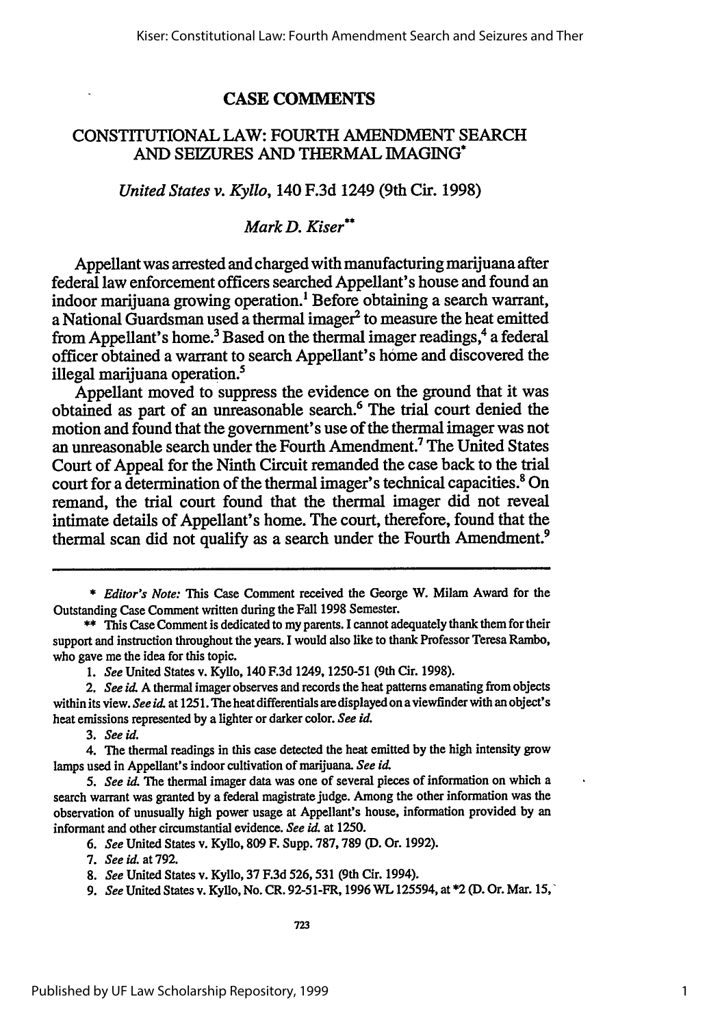# CASE COMMENTS

## CONSTITUTIONAL LAW: FOURTH AMENDMENT SEARCH AND SEIZURES AND THERMAL IMAGING*

*United States v. Kyllo*, 140 F.3d 1249 (9th Cir. 1998)

*Mark D. Kiser***

Appellant was arrested and charged with manufacturing marijuana after federal law enforcement officers searched Appellant's house and found an indoor marijuana growing operation.[1] Before obtaining a search warrant, a National Guardsman used a thermal imager[2] to measure the heat emitted from Appellant's home.[3] Based on the thermal imager readings,[4] a federal officer obtained a warrant to search Appellant's home and discovered the illegal marijuana operation.[5]

Appellant moved to suppress the evidence on the ground that it was obtained as part of an unreasonable search.[6] The trial court denied the motion and found that the government's use of the thermal imager was not an unreasonable search under the Fourth Amendment.[7] The United States Court of Appeal for the Ninth Circuit remanded the case back to the trial court for a determination of the thermal imager's technical capacities.[8] On remand, the trial court found that the thermal imager did not reveal intimate details of Appellant's home. The court, therefore, found that the thermal scan did not qualify as a search under the Fourth Amendment.[9]

---

\* *Editor's Note:* This Case Comment received the George W. Milam Award for the Outstanding Case Comment written during the Fall 1998 Semester.

\*\* This Case Comment is dedicated to my parents. I cannot adequately thank them for their support and instruction throughout the years. I would also like to thank Professor Teresa Rambo, who gave me the idea for this topic.

1. *See* United States v. Kyllo, 140 F.3d 1249, 1250-51 (9th Cir. 1998).

2. *See id.* A thermal imager observes and records the heat patterns emanating from objects within its view. *See id.* at 1251. The heat differentials are displayed on a viewfinder with an object's heat emissions represented by a lighter or darker color. *See id.*

3. *See id.*

4. The thermal readings in this case detected the heat emitted by the high intensity grow lamps used in Appellant's indoor cultivation of marijuana. *See id.*

5. *See id.* The thermal imager data was one of several pieces of information on which a search warrant was granted by a federal magistrate judge. Among the other information was the observation of unusually high power usage at Appellant's house, information provided by an informant and other circumstantial evidence. *See id.* at 1250.

6. *See* United States v. Kyllo, 809 F. Supp. 787, 789 (D. Or. 1992).

7. *See id.* at 792.

8. *See* United States v. Kyllo, 37 F.3d 526, 531 (9th Cir. 1994).

9. *See* United States v. Kyllo, No. CR. 92-51-FR, 1996 WL 125594, at *2 (D. Or. Mar. 15,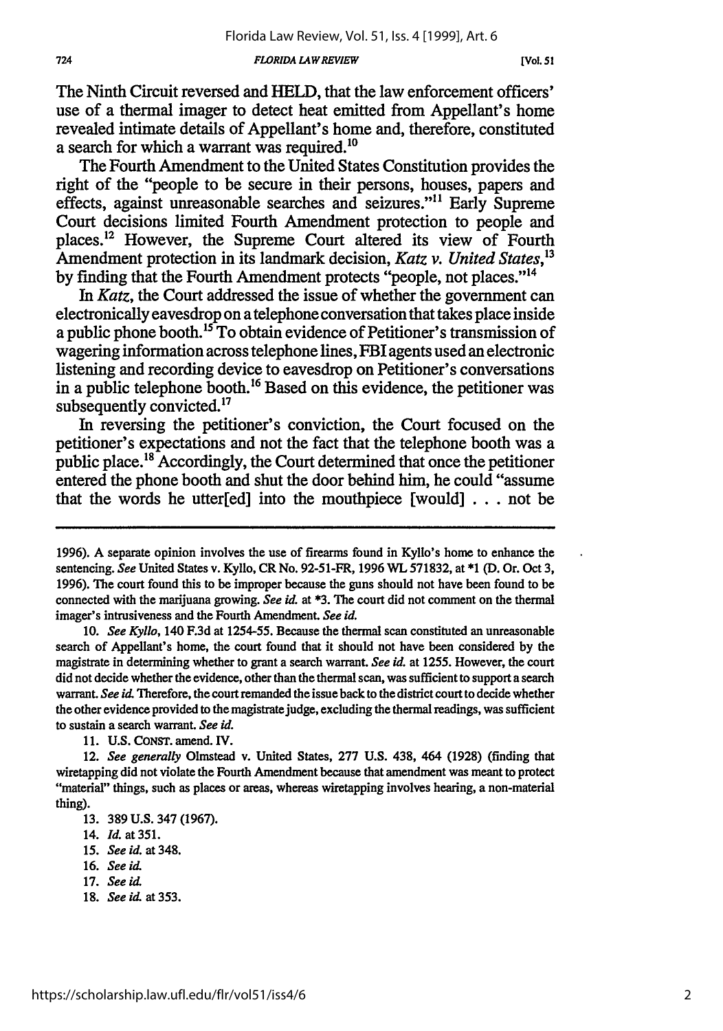The Ninth Circuit reversed and HELD, that the law enforcement officers' use of a thermal imager to detect heat emitted from Appellant's home revealed intimate details of Appellant's home and, therefore, constituted a search for which a warrant was required.[10]

The Fourth Amendment to the United States Constitution provides the right of the "people to be secure in their persons, houses, papers and effects, against unreasonable searches and seizures."[11] Early Supreme Court decisions limited Fourth Amendment protection to people and places.[12] However, the Supreme Court altered its view of Fourth Amendment protection in its landmark decision, *Katz v. United States*,[13] by finding that the Fourth Amendment protects "people, not places."[14]

In *Katz*, the Court addressed the issue of whether the government can electronically eavesdrop on a telephone conversation that takes place inside a public phone booth.[15] To obtain evidence of Petitioner's transmission of wagering information across telephone lines, FBI agents used an electronic listening and recording device to eavesdrop on Petitioner's conversations in a public telephone booth.[16] Based on this evidence, the petitioner was subsequently convicted.[17]

In reversing the petitioner's conviction, the Court focused on the petitioner's expectations and not the fact that the telephone booth was a public place.[18] Accordingly, the Court determined that once the petitioner entered the phone booth and shut the door behind him, he could "assume that the words he utter[ed] into the mouthpiece [would] . . . not be

---

1996). A separate opinion involves the use of firearms found in Kyllo's home to enhance the sentencing. *See* United States v. Kyllo, CR No. 92-51-FR, 1996 WL 571832, at *1 (D. Or. Oct 3, 1996). The court found this to be improper because the guns should not have been found to be connected with the marijuana growing. *See id.* at *3. The court did not comment on the thermal imager's intrusiveness and the Fourth Amendment. *See id.*

10. *See Kyllo*, 140 F.3d at 1254-55. Because the thermal scan constituted an unreasonable search of Appellant's home, the court found that it should not have been considered by the magistrate in determining whether to grant a search warrant. *See id.* at 1255. However, the court did not decide whether the evidence, other than the thermal scan, was sufficient to support a search warrant. *See id.* Therefore, the court remanded the issue back to the district court to decide whether the other evidence provided to the magistrate judge, excluding the thermal readings, was sufficient to sustain a search warrant. *See id.*

11. U.S. CONST. amend. IV.

12. *See generally* Olmstead v. United States, 277 U.S. 438, 464 (1928) (finding that wiretapping did not violate the Fourth Amendment because that amendment was meant to protect "material" things, such as places or areas, whereas wiretapping involves hearing, a non-material thing).

13. 389 U.S. 347 (1967).

14. *Id.* at 351.

15. *See id.* at 348.

16. *See id.*

17. *See id.*

18. *See id.* at 353.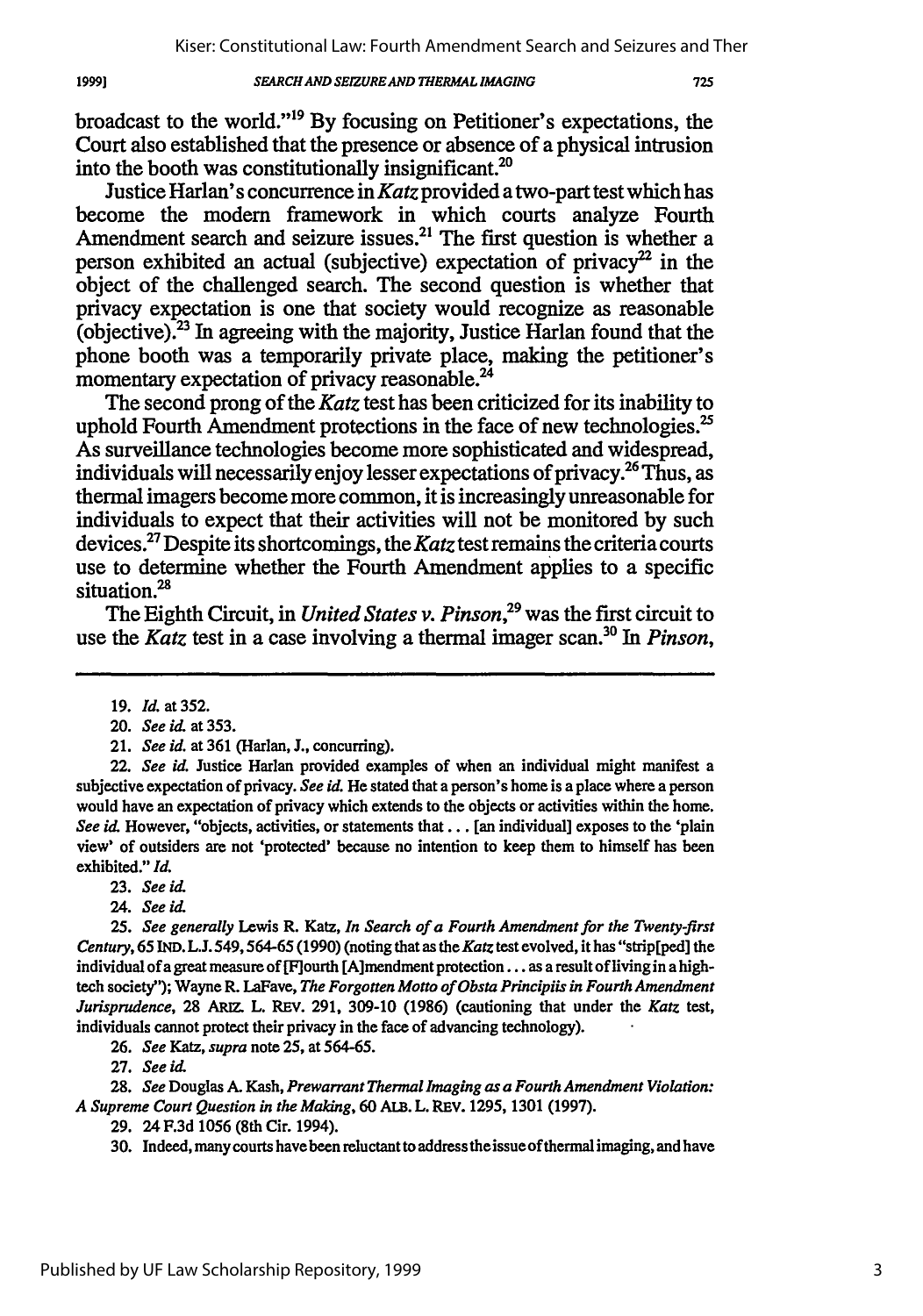broadcast to the world."[19] By focusing on Petitioner's expectations, the Court also established that the presence or absence of a physical intrusion into the booth was constitutionally insignificant.[20]

Justice Harlan's concurrence in *Katz* provided a two-part test which has become the modern framework in which courts analyze Fourth Amendment search and seizure issues.[21] The first question is whether a person exhibited an actual (subjective) expectation of privacy[22] in the object of the challenged search. The second question is whether that privacy expectation is one that society would recognize as reasonable (objective).[23] In agreeing with the majority, Justice Harlan found that the phone booth was a temporarily private place, making the petitioner's momentary expectation of privacy reasonable.[24]

The second prong of the *Katz* test has been criticized for its inability to uphold Fourth Amendment protections in the face of new technologies.[25] As surveillance technologies become more sophisticated and widespread, individuals will necessarily enjoy lesser expectations of privacy.[26] Thus, as thermal imagers become more common, it is increasingly unreasonable for individuals to expect that their activities will not be monitored by such devices.[27] Despite its shortcomings, the *Katz* test remains the criteria courts use to determine whether the Fourth Amendment applies to a specific situation.[28]

The Eighth Circuit, in *United States v. Pinson*,[29] was the first circuit to use the *Katz* test in a case involving a thermal imager scan.[30] In *Pinson*,

---

19. *Id.* at 352.

20. *See id.* at 353.

21. *See id.* at 361 (Harlan, J., concurring).

22. *See id.* Justice Harlan provided examples of when an individual might manifest a subjective expectation of privacy. *See id.* He stated that a person's home is a place where a person would have an expectation of privacy which extends to the objects or activities within the home. *See id.* However, "objects, activities, or statements that . . . [an individual] exposes to the 'plain view' of outsiders are not 'protected' because no intention to keep them to himself has been exhibited." *Id.*

23. *See id.*

24. *See id.*

25. *See generally* Lewis R. Katz, *In Search of a Fourth Amendment for the Twenty-first Century*, 65 IND. L.J. 549, 564-65 (1990) (noting that as the *Katz* test evolved, it has "strip[ped] the individual of a great measure of [F]ourth [A]mendment protection . . . as a result of living in a high-tech society"); Wayne R. LaFave, *The Forgotten Motto of Obsta Principiis in Fourth Amendment Jurisprudence*, 28 ARIZ. L. REV. 291, 309-10 (1986) (cautioning that under the *Katz* test, individuals cannot protect their privacy in the face of advancing technology).

26. *See* Katz, *supra* note 25, at 564-65.

27. *See id.*

28. *See* Douglas A. Kash, *Prewarrant Thermal Imaging as a Fourth Amendment Violation: A Supreme Court Question in the Making*, 60 ALB. L. REV. 1295, 1301 (1997).

29. 24 F.3d 1056 (8th Cir. 1994).

30. Indeed, many courts have been reluctant to address the issue of thermal imaging, and have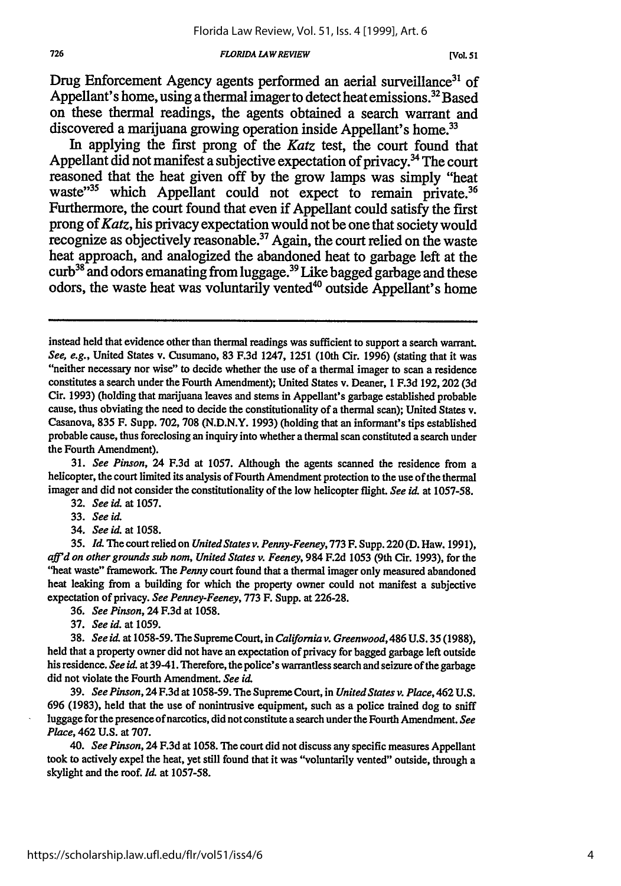Drug Enforcement Agency agents performed an aerial surveillance[31] of Appellant's home, using a thermal imager to detect heat emissions.[32] Based on these thermal readings, the agents obtained a search warrant and discovered a marijuana growing operation inside Appellant's home.[33]

In applying the first prong of the *Katz* test, the court found that Appellant did not manifest a subjective expectation of privacy.[34] The court reasoned that the heat given off by the grow lamps was simply "heat waste"[35] which Appellant could not expect to remain private.[36] Furthermore, the court found that even if Appellant could satisfy the first prong of *Katz*, his privacy expectation would not be one that society would recognize as objectively reasonable.[37] Again, the court relied on the waste heat approach, and analogized the abandoned heat to garbage left at the curb[38] and odors emanating from luggage.[39] Like bagged garbage and these odors, the waste heat was voluntarily vented[40] outside Appellant's home

---

instead held that evidence other than thermal readings was sufficient to support a search warrant. *See, e.g.*, United States v. Cusumano, 83 F.3d 1247, 1251 (10th Cir. 1996) (stating that it was "neither necessary nor wise" to decide whether the use of a thermal imager to scan a residence constitutes a search under the Fourth Amendment); United States v. Deaner, 1 F.3d 192, 202 (3d Cir. 1993) (holding that marijuana leaves and stems in Appellant's garbage established probable cause, thus obviating the need to decide the constitutionality of a thermal scan); United States v. Casanova, 835 F. Supp. 702, 708 (N.D.N.Y. 1993) (holding that an informant's tips established probable cause, thus foreclosing an inquiry into whether a thermal scan constituted a search under the Fourth Amendment).

31. *See Pinson*, 24 F.3d at 1057. Although the agents scanned the residence from a helicopter, the court limited its analysis of Fourth Amendment protection to the use of the thermal imager and did not consider the constitutionality of the low helicopter flight. *See id.* at 1057-58.

32. *See id.* at 1057.

33. *See id.*

34. *See id.* at 1058.

35. *Id.* The court relied on *United States v. Penny-Feeney*, 773 F. Supp. 220 (D. Haw. 1991), *aff'd on other grounds sub nom, United States v. Feeney*, 984 F.2d 1053 (9th Cir. 1993), for the "heat waste" framework. The *Penny* court found that a thermal imager only measured abandoned heat leaking from a building for which the property owner could not manifest a subjective expectation of privacy. *See Penney-Feeney*, 773 F. Supp. at 226-28.

36. *See Pinson*, 24 F.3d at 1058.

37. *See id.* at 1059.

38. *See id.* at 1058-59. The Supreme Court, in *California v. Greenwood*, 486 U.S. 35 (1988), held that a property owner did not have an expectation of privacy for bagged garbage left outside his residence. *See id.* at 39-41. Therefore, the police's warrantless search and seizure of the garbage did not violate the Fourth Amendment. *See id.*

39. *See Pinson*, 24 F.3d at 1058-59. The Supreme Court, in *United States v. Place*, 462 U.S. 696 (1983), held that the use of nonintrusive equipment, such as a police trained dog to sniff luggage for the presence of narcotics, did not constitute a search under the Fourth Amendment. *See Place*, 462 U.S. at 707.

40. *See Pinson*, 24 F.3d at 1058. The court did not discuss any specific measures Appellant took to actively expel the heat, yet still found that it was "voluntarily vented" outside, through a skylight and the roof. *Id.* at 1057-58.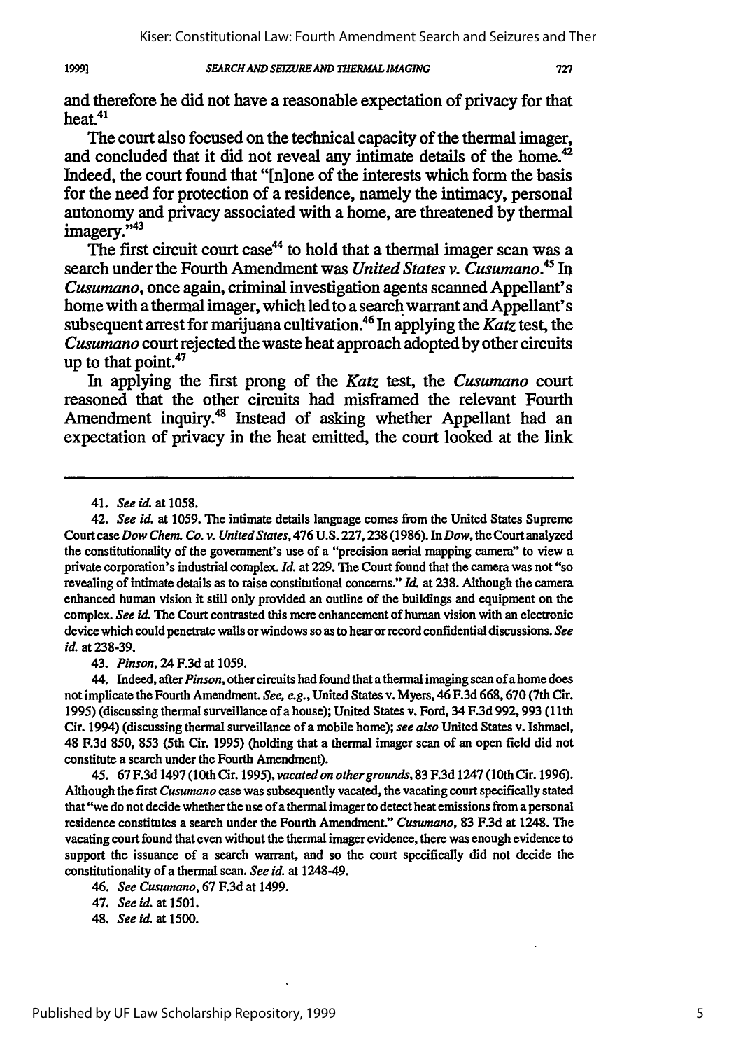and therefore he did not have a reasonable expectation of privacy for that heat.[41]

The court also focused on the technical capacity of the thermal imager, and concluded that it did not reveal any intimate details of the home.[42] Indeed, the court found that "[n]one of the interests which form the basis for the need for protection of a residence, namely the intimacy, personal autonomy and privacy associated with a home, are threatened by thermal imagery."[43]

The first circuit court case[44] to hold that a thermal imager scan was a search under the Fourth Amendment was *United States v. Cusumano*.[45] In *Cusumano*, once again, criminal investigation agents scanned Appellant's home with a thermal imager, which led to a search warrant and Appellant's subsequent arrest for marijuana cultivation.[46] In applying the *Katz* test, the *Cusumano* court rejected the waste heat approach adopted by other circuits up to that point.[47]

In applying the first prong of the *Katz* test, the *Cusumano* court reasoned that the other circuits had misframed the relevant Fourth Amendment inquiry.[48] Instead of asking whether Appellant had an expectation of privacy in the heat emitted, the court looked at the link

---

41. *See id.* at 1058.

42. *See id.* at 1059. The intimate details language comes from the United States Supreme Court case *Dow Chem. Co. v. United States*, 476 U.S. 227, 238 (1986). In *Dow*, the Court analyzed the constitutionality of the government's use of a "precision aerial mapping camera" to view a private corporation's industrial complex. *Id.* at 229. The Court found that the camera was not "so revealing of intimate details as to raise constitutional concerns." *Id.* at 238. Although the camera enhanced human vision it still only provided an outline of the buildings and equipment on the complex. *See id.* The Court contrasted this mere enhancement of human vision with an electronic device which could penetrate walls or windows so as to hear or record confidential discussions. *See id.* at 238-39.

43. *Pinson*, 24 F.3d at 1059.

44. Indeed, after *Pinson*, other circuits had found that a thermal imaging scan of a home does not implicate the Fourth Amendment. *See, e.g.*, United States v. Myers, 46 F.3d 668, 670 (7th Cir. 1995) (discussing thermal surveillance of a house); United States v. Ford, 34 F.3d 992, 993 (11th Cir. 1994) (discussing thermal surveillance of a mobile home); *see also* United States v. Ishmael, 48 F.3d 850, 853 (5th Cir. 1995) (holding that a thermal imager scan of an open field did not constitute a search under the Fourth Amendment).

45. 67 F.3d 1497 (10th Cir. 1995), *vacated on other grounds*, 83 F.3d 1247 (10th Cir. 1996). Although the first *Cusumano* case was subsequently vacated, the vacating court specifically stated that "we do not decide whether the use of a thermal imager to detect heat emissions from a personal residence constitutes a search under the Fourth Amendment." *Cusumano*, 83 F.3d at 1248. The vacating court found that even without the thermal imager evidence, there was enough evidence to support the issuance of a search warrant, and so the court specifically did not decide the constitutionality of a thermal scan. *See id.* at 1248-49.

46. *See Cusumano*, 67 F.3d at 1499.

47. *See id.* at 1501.

48. *See id.* at 1500.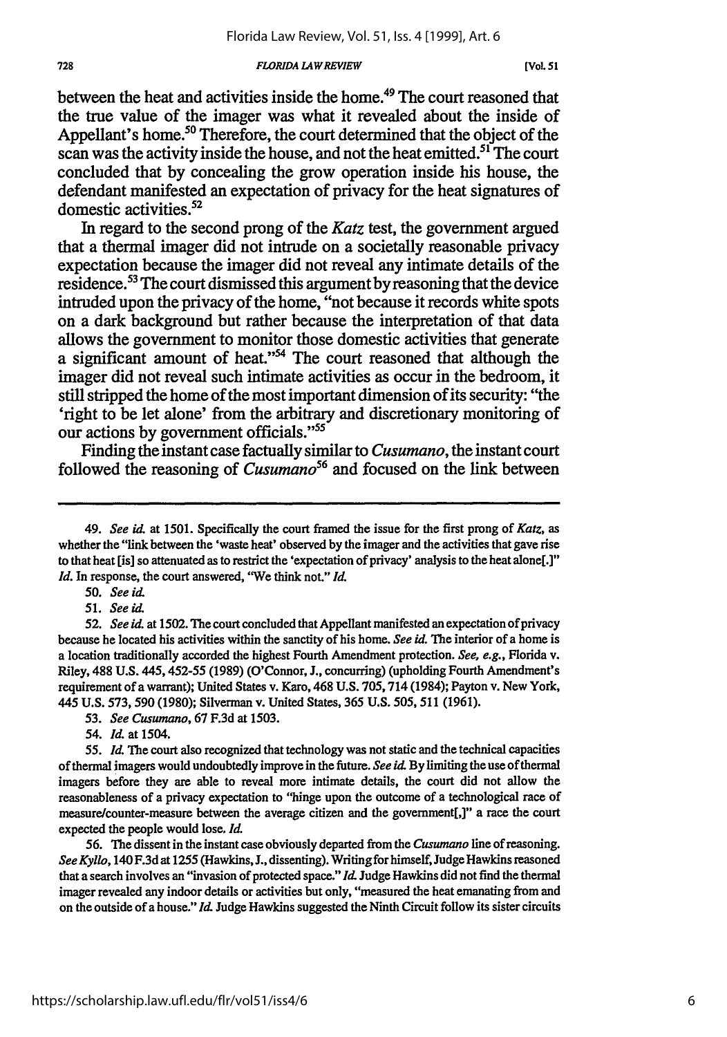between the heat and activities inside the home.[49] The court reasoned that the true value of the imager was what it revealed about the inside of Appellant's home.[50] Therefore, the court determined that the object of the scan was the activity inside the house, and not the heat emitted.[51] The court concluded that by concealing the grow operation inside his house, the defendant manifested an expectation of privacy for the heat signatures of domestic activities.[52]

In regard to the second prong of the *Katz* test, the government argued that a thermal imager did not intrude on a societally reasonable privacy expectation because the imager did not reveal any intimate details of the residence.[53] The court dismissed this argument by reasoning that the device intruded upon the privacy of the home, "not because it records white spots on a dark background but rather because the interpretation of that data allows the government to monitor those domestic activities that generate a significant amount of heat."[54] The court reasoned that although the imager did not reveal such intimate activities as occur in the bedroom, it still stripped the home of the most important dimension of its security: "the 'right to be let alone' from the arbitrary and discretionary monitoring of our actions by government officials."[55]

Finding the instant case factually similar to *Cusumano*, the instant court followed the reasoning of *Cusumano*[56] and focused on the link between

---

49. *See id.* at 1501. Specifically the court framed the issue for the first prong of *Katz*, as whether the "link between the 'waste heat' observed by the imager and the activities that gave rise to that heat [is] so attenuated as to restrict the 'expectation of privacy' analysis to the heat alone[.]" *Id.* In response, the court answered, "We think not." *Id.*

50. *See id.*

51. *See id.*

52. *See id.* at 1502. The court concluded that Appellant manifested an expectation of privacy because he located his activities within the sanctity of his home. *See id.* The interior of a home is a location traditionally accorded the highest Fourth Amendment protection. *See, e.g.*, Florida v. Riley, 488 U.S. 445, 452-55 (1989) (O'Connor, J., concurring) (upholding Fourth Amendment's requirement of a warrant); United States v. Karo, 468 U.S. 705, 714 (1984); Payton v. New York, 445 U.S. 573, 590 (1980); Silverman v. United States, 365 U.S. 505, 511 (1961).

53. *See Cusumano*, 67 F.3d at 1503.

54. *Id.* at 1504.

55. *Id.* The court also recognized that technology was not static and the technical capacities of thermal imagers would undoubtedly improve in the future. *See id.* By limiting the use of thermal imagers before they are able to reveal more intimate details, the court did not allow the reasonableness of a privacy expectation to "hinge upon the outcome of a technological race of measure/counter-measure between the average citizen and the government[,]" a race the court expected the people would lose. *Id.*

56. The dissent in the instant case obviously departed from the *Cusumano* line of reasoning. *See Kyllo*, 140 F.3d at 1255 (Hawkins, J., dissenting). Writing for himself, Judge Hawkins reasoned that a search involves an "invasion of protected space." *Id.* Judge Hawkins did not find the thermal imager revealed any indoor details or activities but only, "measured the heat emanating from and on the outside of a house." *Id.* Judge Hawkins suggested the Ninth Circuit follow its sister circuits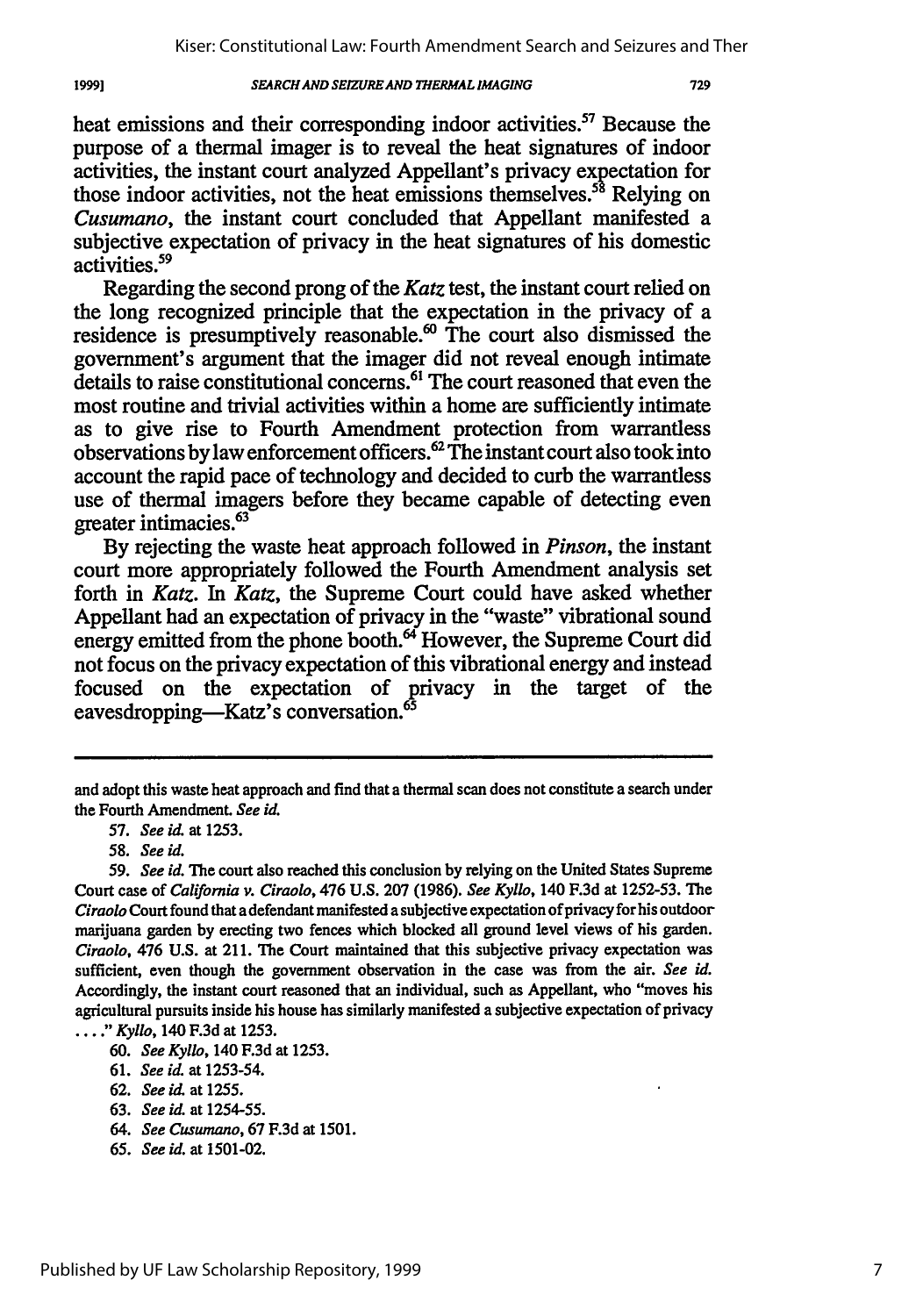heat emissions and their corresponding indoor activities.[57] Because the purpose of a thermal imager is to reveal the heat signatures of indoor activities, the instant court analyzed Appellant's privacy expectation for those indoor activities, not the heat emissions themselves.[58] Relying on *Cusumano*, the instant court concluded that Appellant manifested a subjective expectation of privacy in the heat signatures of his domestic activities.[59]

Regarding the second prong of the *Katz* test, the instant court relied on the long recognized principle that the expectation in the privacy of a residence is presumptively reasonable.[60] The court also dismissed the government's argument that the imager did not reveal enough intimate details to raise constitutional concerns.[61] The court reasoned that even the most routine and trivial activities within a home are sufficiently intimate as to give rise to Fourth Amendment protection from warrantless observations by law enforcement officers.[62] The instant court also took into account the rapid pace of technology and decided to curb the warrantless use of thermal imagers before they became capable of detecting even greater intimacies.[63]

By rejecting the waste heat approach followed in *Pinson*, the instant court more appropriately followed the Fourth Amendment analysis set forth in *Katz*. In *Katz*, the Supreme Court could have asked whether Appellant had an expectation of privacy in the "waste" vibrational sound energy emitted from the phone booth.[64] However, the Supreme Court did not focus on the privacy expectation of this vibrational energy and instead focused on the expectation of privacy in the target of the eavesdropping—Katz's conversation.[65]

---

and adopt this waste heat approach and find that a thermal scan does not constitute a search under the Fourth Amendment. *See id.*

57. *See id.* at 1253.

58. *See id.*

59. *See id.* The court also reached this conclusion by relying on the United States Supreme Court case of *California v. Ciraolo*, 476 U.S. 207 (1986). *See Kyllo*, 140 F.3d at 1252-53. The *Ciraolo* Court found that a defendant manifested a subjective expectation of privacy for his outdoor marijuana garden by erecting two fences which blocked all ground level views of his garden. *Ciraolo*, 476 U.S. at 211. The Court maintained that this subjective privacy expectation was sufficient, even though the government observation in the case was from the air. *See id.* Accordingly, the instant court reasoned that an individual, such as Appellant, who "moves his agricultural pursuits inside his house has similarly manifested a subjective expectation of privacy ...." *Kyllo*, 140 F.3d at 1253.

60. *See Kyllo*, 140 F.3d at 1253.

61. *See id.* at 1253-54.

62. *See id.* at 1255.

63. *See id.* at 1254-55.

64. *See Cusumano*, 67 F.3d at 1501.

65. *See id.* at 1501-02.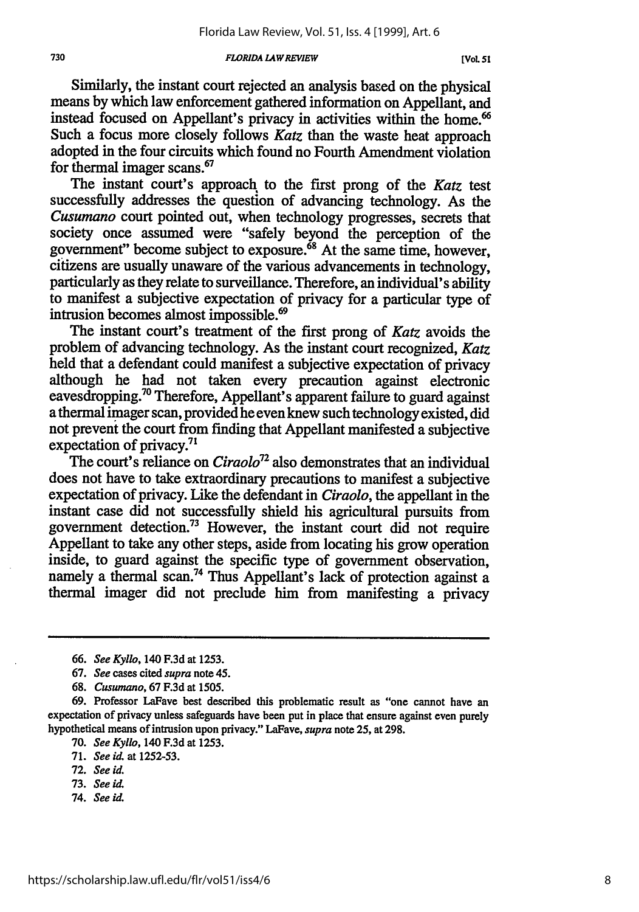Similarly, the instant court rejected an analysis based on the physical means by which law enforcement gathered information on Appellant, and instead focused on Appellant's privacy in activities within the home.[66] Such a focus more closely follows *Katz* than the waste heat approach adopted in the four circuits which found no Fourth Amendment violation for thermal imager scans.[67]

The instant court's approach to the first prong of the *Katz* test successfully addresses the question of advancing technology. As the *Cusumano* court pointed out, when technology progresses, secrets that society once assumed were "safely beyond the perception of the government" become subject to exposure.[68] At the same time, however, citizens are usually unaware of the various advancements in technology, particularly as they relate to surveillance. Therefore, an individual's ability to manifest a subjective expectation of privacy for a particular type of intrusion becomes almost impossible.[69]

The instant court's treatment of the first prong of *Katz* avoids the problem of advancing technology. As the instant court recognized, *Katz* held that a defendant could manifest a subjective expectation of privacy although he had not taken every precaution against electronic eavesdropping.[70] Therefore, Appellant's apparent failure to guard against a thermal imager scan, provided he even knew such technology existed, did not prevent the court from finding that Appellant manifested a subjective expectation of privacy.[71]

The court's reliance on *Ciraolo*[72] also demonstrates that an individual does not have to take extraordinary precautions to manifest a subjective expectation of privacy. Like the defendant in *Ciraolo*, the appellant in the instant case did not successfully shield his agricultural pursuits from government detection.[73] However, the instant court did not require Appellant to take any other steps, aside from locating his grow operation inside, to guard against the specific type of government observation, namely a thermal scan.[74] Thus Appellant's lack of protection against a thermal imager did not preclude him from manifesting a privacy

---

66. *See Kyllo*, 140 F.3d at 1253.

67. *See* cases cited *supra* note 45.

68. *Cusumano*, 67 F.3d at 1505.

69. Professor LaFave best described this problematic result as "one cannot have an expectation of privacy unless safeguards have been put in place that ensure against even purely hypothetical means of intrusion upon privacy." LaFave, *supra* note 25, at 298.

70. *See Kyllo*, 140 F.3d at 1253.

71. *See id.* at 1252-53.

72. *See id.*

73. *See id.*

74. *See id.*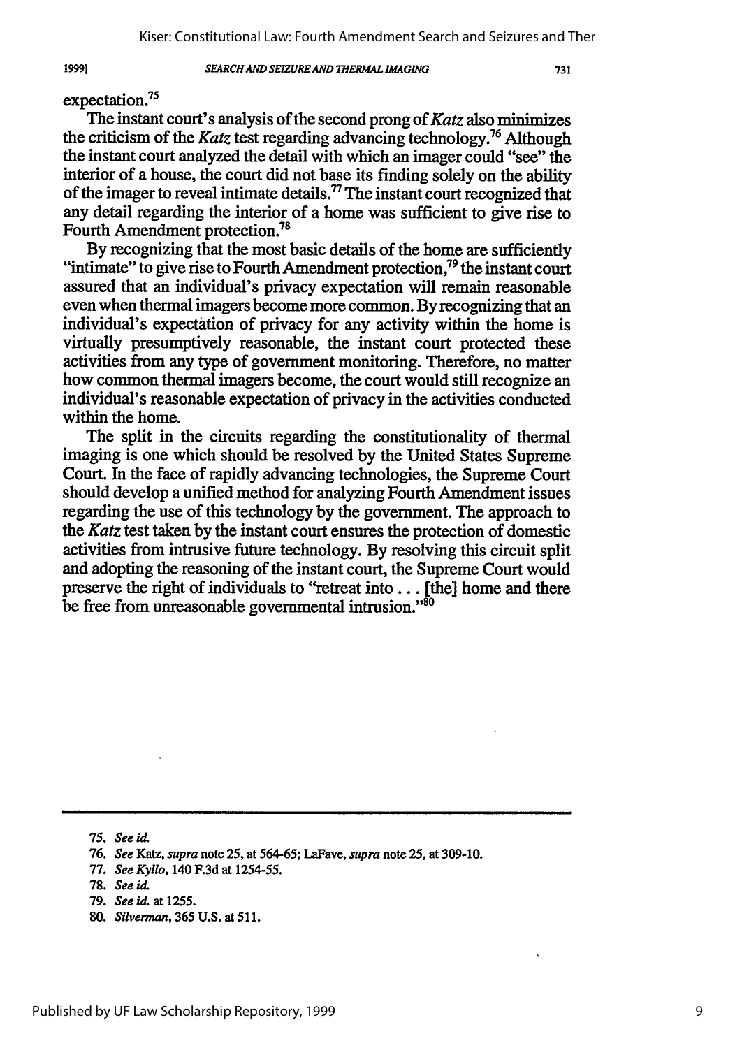expectation.[75]

The instant court's analysis of the second prong of *Katz* also minimizes the criticism of the *Katz* test regarding advancing technology.[76] Although the instant court analyzed the detail with which an imager could "see" the interior of a house, the court did not base its finding solely on the ability of the imager to reveal intimate details.[77] The instant court recognized that any detail regarding the interior of a home was sufficient to give rise to Fourth Amendment protection.[78]

By recognizing that the most basic details of the home are sufficiently "intimate" to give rise to Fourth Amendment protection,[79] the instant court assured that an individual's privacy expectation will remain reasonable even when thermal imagers become more common. By recognizing that an individual's expectation of privacy for any activity within the home is virtually presumptively reasonable, the instant court protected these activities from any type of government monitoring. Therefore, no matter how common thermal imagers become, the court would still recognize an individual's reasonable expectation of privacy in the activities conducted within the home.

The split in the circuits regarding the constitutionality of thermal imaging is one which should be resolved by the United States Supreme Court. In the face of rapidly advancing technologies, the Supreme Court should develop a unified method for analyzing Fourth Amendment issues regarding the use of this technology by the government. The approach to the *Katz* test taken by the instant court ensures the protection of domestic activities from intrusive future technology. By resolving this circuit split and adopting the reasoning of the instant court, the Supreme Court would preserve the right of individuals to "retreat into . . . [the] home and there be free from unreasonable governmental intrusion."[80]

---

75. *See id.*

76. *See* Katz, *supra* note 25, at 564-65; LaFave, *supra* note 25, at 309-10.

77. *See Kyllo*, 140 F.3d at 1254-55.

78. *See id.*

79. *See id.* at 1255.

80. *Silverman*, 365 U.S. at 511.